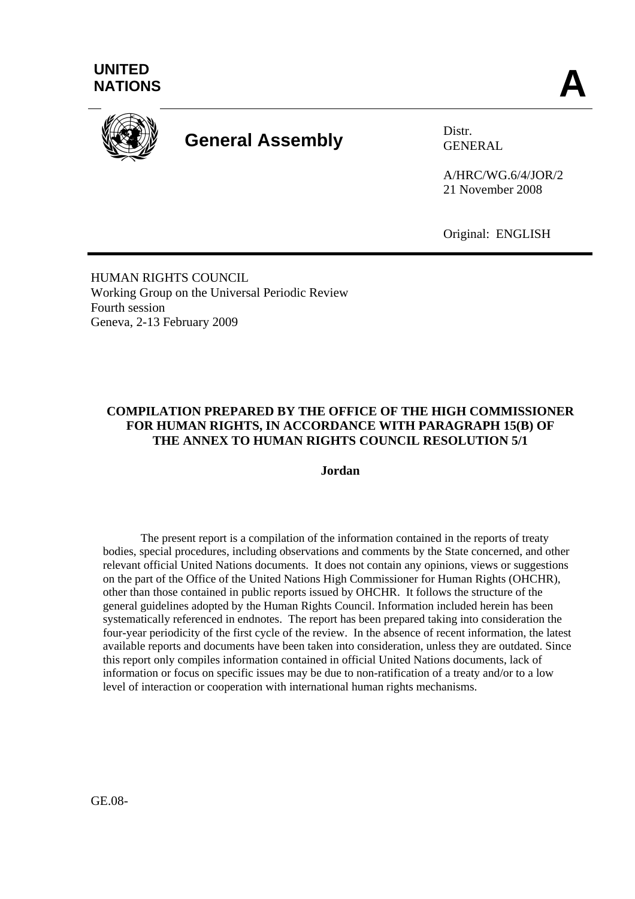UNITED NATIONS

**A**

# General Assembly

Distr.
GENERAL

A/HRC/WG.6/4/JOR/2
21 November 2008

Original: ENGLISH

HUMAN RIGHTS COUNCIL
Working Group on the Universal Periodic Review
Fourth session
Geneva, 2-13 February 2009

## COMPILATION PREPARED BY THE OFFICE OF THE HIGH COMMISSIONER FOR HUMAN RIGHTS, IN ACCORDANCE WITH PARAGRAPH 15(B) OF THE ANNEX TO HUMAN RIGHTS COUNCIL RESOLUTION 5/1

**Jordan**

The present report is a compilation of the information contained in the reports of treaty bodies, special procedures, including observations and comments by the State concerned, and other relevant official United Nations documents. It does not contain any opinions, views or suggestions on the part of the Office of the United Nations High Commissioner for Human Rights (OHCHR), other than those contained in public reports issued by OHCHR. It follows the structure of the general guidelines adopted by the Human Rights Council. Information included herein has been systematically referenced in endnotes. The report has been prepared taking into consideration the four-year periodicity of the first cycle of the review. In the absence of recent information, the latest available reports and documents have been taken into consideration, unless they are outdated. Since this report only compiles information contained in official United Nations documents, lack of information or focus on specific issues may be due to non-ratification of a treaty and/or to a low level of interaction or cooperation with international human rights mechanisms.

GE.08-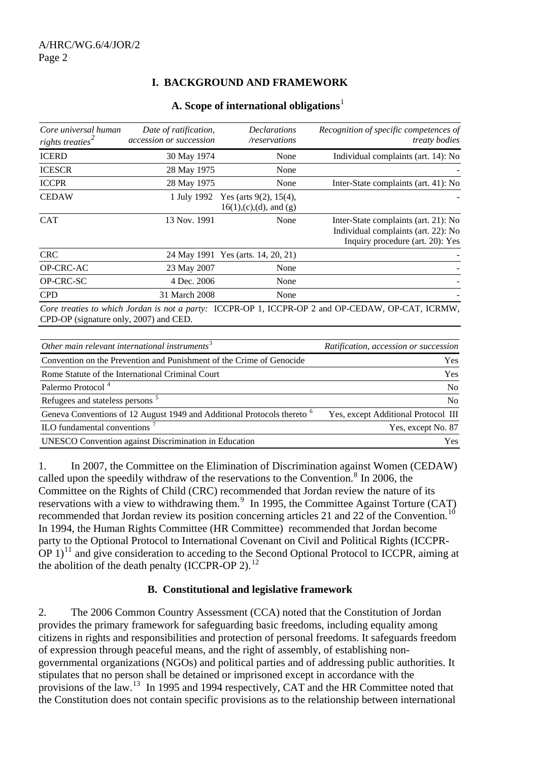# I. BACKGROUND AND FRAMEWORK

## A. Scope of international obligations[1]

| *Core universal human rights treaties*[2] | *Date of ratification, accession or succession* | *Declarations /reservations* | *Recognition of specific competences of treaty bodies* |
|---|---|---|---|
| ICERD | 30 May 1974 | None | Individual complaints (art. 14): No |
| ICESCR | 28 May 1975 | None | - |
| ICCPR | 28 May 1975 | None | Inter-State complaints (art. 41): No |
| CEDAW | 1 July 1992 | Yes (arts 9(2), 15(4), 16(1),(c),(d), and (g) | - |
| CAT | 13 Nov. 1991 | None | Inter-State complaints (art. 21): No<br>Individual complaints (art. 22): No<br>Inquiry procedure (art. 20): Yes |
| CRC | 24 May 1991 | Yes (arts. 14, 20, 21) | - |
| OP-CRC-AC | 23 May 2007 | None | - |
| OP-CRC-SC | 4 Dec. 2006 | None | - |
| CPD | 31 March 2008 | None | - |

*Core treaties to which Jordan is not a party:* ICCPR-OP 1, ICCPR-OP 2 and OP-CEDAW, OP-CAT, ICRMW, CPD-OP (signature only, 2007) and CED.

| *Other main relevant international instruments*[3] | *Ratification, accession or succession* |
|---|---|
| Convention on the Prevention and Punishment of the Crime of Genocide | Yes |
| Rome Statute of the International Criminal Court | Yes |
| Palermo Protocol [4] | No |
| Refugees and stateless persons [5] | No |
| Geneva Conventions of 12 August 1949 and Additional Protocols thereto [6] | Yes, except Additional Protocol III |
| ILO fundamental conventions [7] | Yes, except No. 87 |
| UNESCO Convention against Discrimination in Education | Yes |

1. In 2007, the Committee on the Elimination of Discrimination against Women (CEDAW) called upon the speedily withdraw of the reservations to the Convention.[8] In 2006, the Committee on the Rights of Child (CRC) recommended that Jordan review the nature of its reservations with a view to withdrawing them.[9] In 1995, the Committee Against Torture (CAT) recommended that Jordan review its position concerning articles 21 and 22 of the Convention.[10] In 1994, the Human Rights Committee (HR Committee) recommended that Jordan become party to the Optional Protocol to International Covenant on Civil and Political Rights (ICCPR-OP 1)[11] and give consideration to acceding to the Second Optional Protocol to ICCPR, aiming at the abolition of the death penalty (ICCPR-OP 2).[12]

## B. Constitutional and legislative framework

2. The 2006 Common Country Assessment (CCA) noted that the Constitution of Jordan provides the primary framework for safeguarding basic freedoms, including equality among citizens in rights and responsibilities and protection of personal freedoms. It safeguards freedom of expression through peaceful means, and the right of assembly, of establishing non-governmental organizations (NGOs) and political parties and of addressing public authorities. It stipulates that no person shall be detained or imprisoned except in accordance with the provisions of the law.[13] In 1995 and 1994 respectively, CAT and the HR Committee noted that the Constitution does not contain specific provisions as to the relationship between international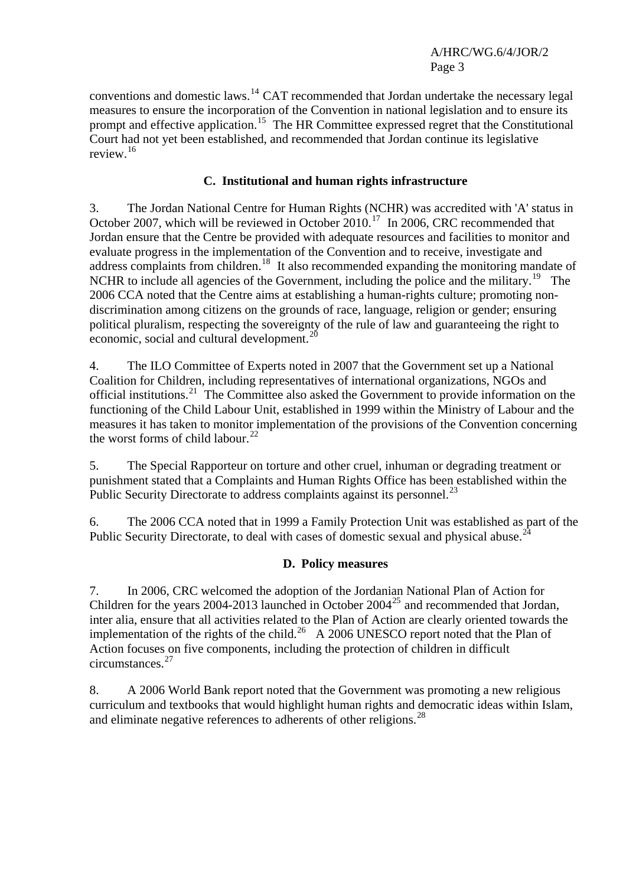conventions and domestic laws.[14] CAT recommended that Jordan undertake the necessary legal measures to ensure the incorporation of the Convention in national legislation and to ensure its prompt and effective application.[15] The HR Committee expressed regret that the Constitutional Court had not yet been established, and recommended that Jordan continue its legislative review.[16]

### C. Institutional and human rights infrastructure

3. The Jordan National Centre for Human Rights (NCHR) was accredited with 'A' status in October 2007, which will be reviewed in October 2010.[17] In 2006, CRC recommended that Jordan ensure that the Centre be provided with adequate resources and facilities to monitor and evaluate progress in the implementation of the Convention and to receive, investigate and address complaints from children.[18] It also recommended expanding the monitoring mandate of NCHR to include all agencies of the Government, including the police and the military.[19] The 2006 CCA noted that the Centre aims at establishing a human-rights culture; promoting non-discrimination among citizens on the grounds of race, language, religion or gender; ensuring political pluralism, respecting the sovereignty of the rule of law and guaranteeing the right to economic, social and cultural development.[20]

4. The ILO Committee of Experts noted in 2007 that the Government set up a National Coalition for Children, including representatives of international organizations, NGOs and official institutions.[21] The Committee also asked the Government to provide information on the functioning of the Child Labour Unit, established in 1999 within the Ministry of Labour and the measures it has taken to monitor implementation of the provisions of the Convention concerning the worst forms of child labour.[22]

5. The Special Rapporteur on torture and other cruel, inhuman or degrading treatment or punishment stated that a Complaints and Human Rights Office has been established within the Public Security Directorate to address complaints against its personnel.[23]

6. The 2006 CCA noted that in 1999 a Family Protection Unit was established as part of the Public Security Directorate, to deal with cases of domestic sexual and physical abuse.[24]

### D. Policy measures

7. In 2006, CRC welcomed the adoption of the Jordanian National Plan of Action for Children for the years 2004-2013 launched in October 2004[25] and recommended that Jordan, inter alia, ensure that all activities related to the Plan of Action are clearly oriented towards the implementation of the rights of the child.[26] A 2006 UNESCO report noted that the Plan of Action focuses on five components, including the protection of children in difficult circumstances.[27]

8. A 2006 World Bank report noted that the Government was promoting a new religious curriculum and textbooks that would highlight human rights and democratic ideas within Islam, and eliminate negative references to adherents of other religions.[28]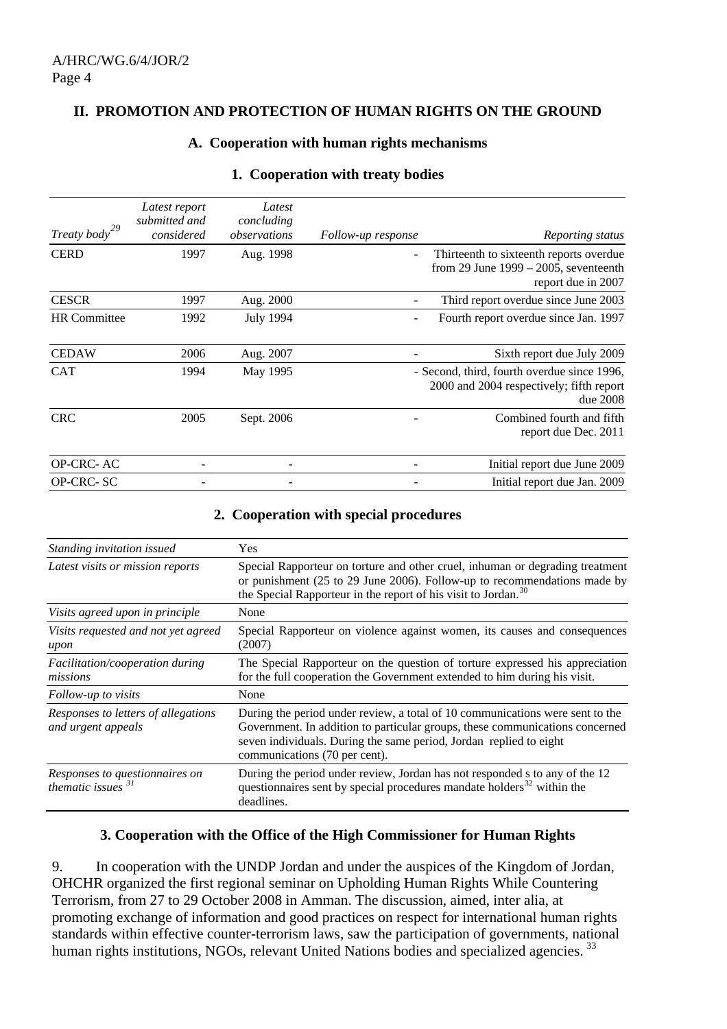## II. PROMOTION AND PROTECTION OF HUMAN RIGHTS ON THE GROUND

### A. Cooperation with human rights mechanisms

#### 1. Cooperation with treaty bodies

| *Treaty body*[29] | *Latest report submitted and considered* | *Latest concluding observations* | *Follow-up response* | *Reporting status* |
|---|---|---|---|---|
| CERD | 1997 | Aug. 1998 | - | Thirteenth to sixteenth reports overdue from 29 June 1999 – 2005, seventeenth report due in 2007 |
| CESCR | 1997 | Aug. 2000 | - | Third report overdue since June 2003 |
| HR Committee | 1992 | July 1994 | - | Fourth report overdue since Jan. 1997 |
| CEDAW | 2006 | Aug. 2007 | - | Sixth report due July 2009 |
| CAT | 1994 | May 1995 | - | Second, third, fourth overdue since 1996, 2000 and 2004 respectively; fifth report due 2008 |
| CRC | 2005 | Sept. 2006 | - | Combined fourth and fifth report due Dec. 2011 |
| OP-CRC- AC | - | - | - | Initial report due June 2009 |
| OP-CRC- SC | - | - | - | Initial report due Jan. 2009 |

#### 2. Cooperation with special procedures

| | |
|---|---|
| *Standing invitation issued* | Yes |
| *Latest visits or mission reports* | Special Rapporteur on torture and other cruel, inhuman or degrading treatment or punishment (25 to 29 June 2006). Follow-up to recommendations made by the Special Rapporteur in the report of his visit to Jordan.[30] |
| *Visits agreed upon in principle* | None |
| *Visits requested and not yet agreed upon* | Special Rapporteur on violence against women, its causes and consequences (2007) |
| *Facilitation/cooperation during missions* | The Special Rapporteur on the question of torture expressed his appreciation for the full cooperation the Government extended to him during his visit. |
| *Follow-up to visits* | None |
| *Responses to letters of allegations and urgent appeals* | During the period under review, a total of 10 communications were sent to the Government. In addition to particular groups, these communications concerned seven individuals. During the same period, Jordan replied to eight communications (70 per cent). |
| *Responses to questionnaires on thematic issues*[31] | During the period under review, Jordan has not responded s to any of the 12 questionnaires sent by special procedures mandate holders[32] within the deadlines. |

#### 3. Cooperation with the Office of the High Commissioner for Human Rights

9. In cooperation with the UNDP Jordan and under the auspices of the Kingdom of Jordan, OHCHR organized the first regional seminar on Upholding Human Rights While Countering Terrorism, from 27 to 29 October 2008 in Amman. The discussion, aimed, inter alia, at promoting exchange of information and good practices on respect for international human rights standards within effective counter-terrorism laws, saw the participation of governments, national human rights institutions, NGOs, relevant United Nations bodies and specialized agencies. [33]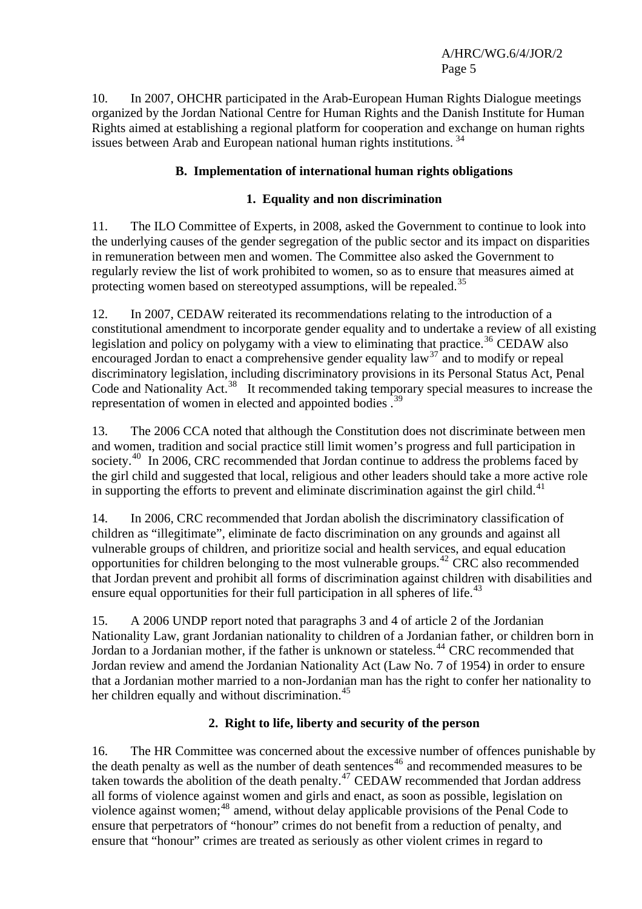10. In 2007, OHCHR participated in the Arab-European Human Rights Dialogue meetings organized by the Jordan National Centre for Human Rights and the Danish Institute for Human Rights aimed at establishing a regional platform for cooperation and exchange on human rights issues between Arab and European national human rights institutions. [34]

### B. Implementation of international human rights obligations

#### 1. Equality and non discrimination

11. The ILO Committee of Experts, in 2008, asked the Government to continue to look into the underlying causes of the gender segregation of the public sector and its impact on disparities in remuneration between men and women. The Committee also asked the Government to regularly review the list of work prohibited to women, so as to ensure that measures aimed at protecting women based on stereotyped assumptions, will be repealed.[35]

12. In 2007, CEDAW reiterated its recommendations relating to the introduction of a constitutional amendment to incorporate gender equality and to undertake a review of all existing legislation and policy on polygamy with a view to eliminating that practice.[36] CEDAW also encouraged Jordan to enact a comprehensive gender equality law[37] and to modify or repeal discriminatory legislation, including discriminatory provisions in its Personal Status Act, Penal Code and Nationality Act.[38] It recommended taking temporary special measures to increase the representation of women in elected and appointed bodies .[39]

13. The 2006 CCA noted that although the Constitution does not discriminate between men and women, tradition and social practice still limit women's progress and full participation in society.[40] In 2006, CRC recommended that Jordan continue to address the problems faced by the girl child and suggested that local, religious and other leaders should take a more active role in supporting the efforts to prevent and eliminate discrimination against the girl child.[41]

14. In 2006, CRC recommended that Jordan abolish the discriminatory classification of children as "illegitimate", eliminate de facto discrimination on any grounds and against all vulnerable groups of children, and prioritize social and health services, and equal education opportunities for children belonging to the most vulnerable groups.[42] CRC also recommended that Jordan prevent and prohibit all forms of discrimination against children with disabilities and ensure equal opportunities for their full participation in all spheres of life.[43]

15. A 2006 UNDP report noted that paragraphs 3 and 4 of article 2 of the Jordanian Nationality Law, grant Jordanian nationality to children of a Jordanian father, or children born in Jordan to a Jordanian mother, if the father is unknown or stateless.[44] CRC recommended that Jordan review and amend the Jordanian Nationality Act (Law No. 7 of 1954) in order to ensure that a Jordanian mother married to a non-Jordanian man has the right to confer her nationality to her children equally and without discrimination.[45]

#### 2. Right to life, liberty and security of the person

16. The HR Committee was concerned about the excessive number of offences punishable by the death penalty as well as the number of death sentences[46] and recommended measures to be taken towards the abolition of the death penalty.[47] CEDAW recommended that Jordan address all forms of violence against women and girls and enact, as soon as possible, legislation on violence against women;[48] amend, without delay applicable provisions of the Penal Code to ensure that perpetrators of "honour" crimes do not benefit from a reduction of penalty, and ensure that "honour" crimes are treated as seriously as other violent crimes in regard to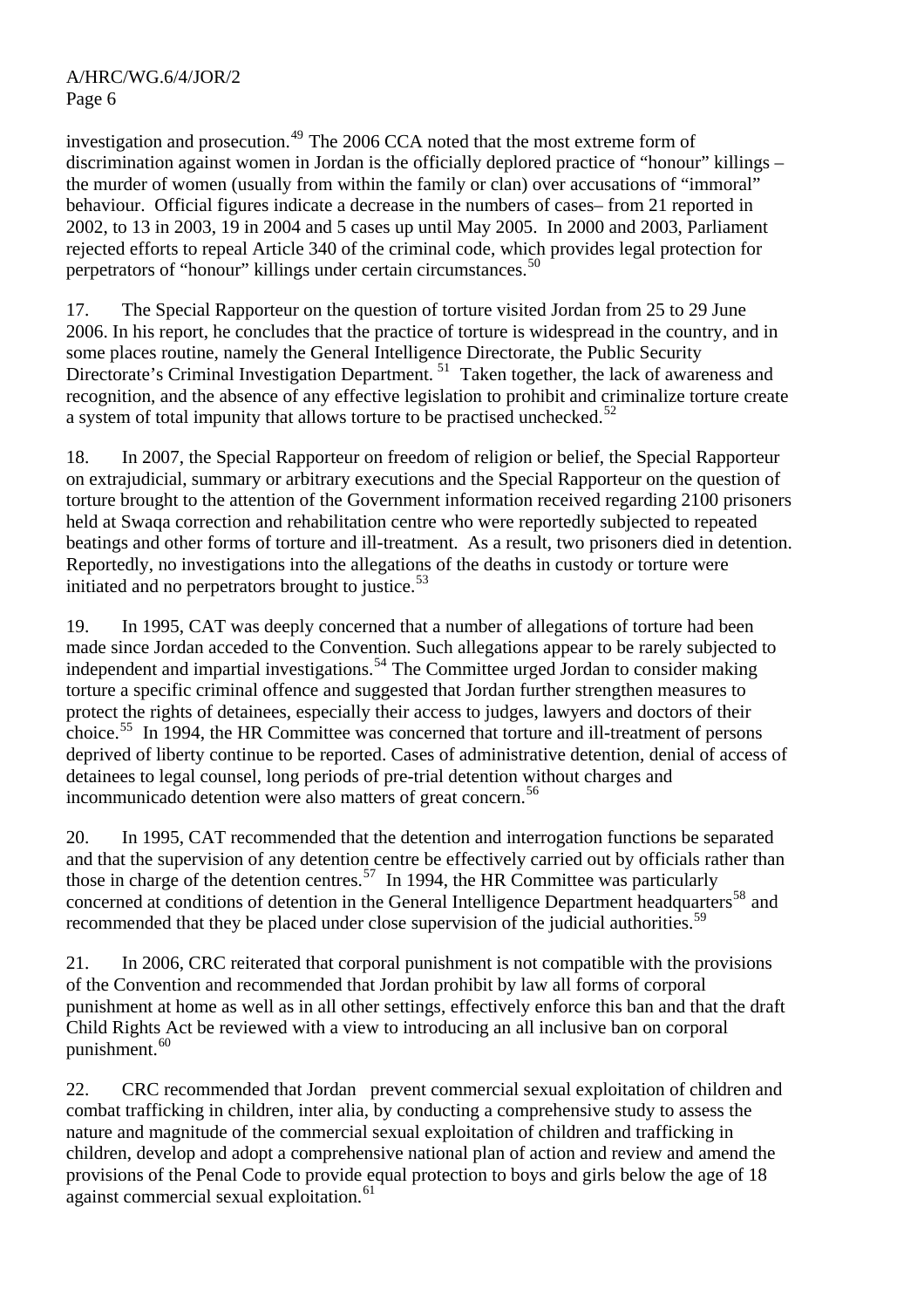investigation and prosecution.[49] The 2006 CCA noted that the most extreme form of discrimination against women in Jordan is the officially deplored practice of "honour" killings – the murder of women (usually from within the family or clan) over accusations of "immoral" behaviour. Official figures indicate a decrease in the numbers of cases– from 21 reported in 2002, to 13 in 2003, 19 in 2004 and 5 cases up until May 2005. In 2000 and 2003, Parliament rejected efforts to repeal Article 340 of the criminal code, which provides legal protection for perpetrators of "honour" killings under certain circumstances.[50]

17. The Special Rapporteur on the question of torture visited Jordan from 25 to 29 June 2006. In his report, he concludes that the practice of torture is widespread in the country, and in some places routine, namely the General Intelligence Directorate, the Public Security Directorate's Criminal Investigation Department.[51] Taken together, the lack of awareness and recognition, and the absence of any effective legislation to prohibit and criminalize torture create a system of total impunity that allows torture to be practised unchecked.[52]

18. In 2007, the Special Rapporteur on freedom of religion or belief, the Special Rapporteur on extrajudicial, summary or arbitrary executions and the Special Rapporteur on the question of torture brought to the attention of the Government information received regarding 2100 prisoners held at Swaqa correction and rehabilitation centre who were reportedly subjected to repeated beatings and other forms of torture and ill-treatment. As a result, two prisoners died in detention. Reportedly, no investigations into the allegations of the deaths in custody or torture were initiated and no perpetrators brought to justice.[53]

19. In 1995, CAT was deeply concerned that a number of allegations of torture had been made since Jordan acceded to the Convention. Such allegations appear to be rarely subjected to independent and impartial investigations.[54] The Committee urged Jordan to consider making torture a specific criminal offence and suggested that Jordan further strengthen measures to protect the rights of detainees, especially their access to judges, lawyers and doctors of their choice.[55] In 1994, the HR Committee was concerned that torture and ill-treatment of persons deprived of liberty continue to be reported. Cases of administrative detention, denial of access of detainees to legal counsel, long periods of pre-trial detention without charges and incommunicado detention were also matters of great concern.[56]

20. In 1995, CAT recommended that the detention and interrogation functions be separated and that the supervision of any detention centre be effectively carried out by officials rather than those in charge of the detention centres.[57] In 1994, the HR Committee was particularly concerned at conditions of detention in the General Intelligence Department headquarters[58] and recommended that they be placed under close supervision of the judicial authorities.[59]

21. In 2006, CRC reiterated that corporal punishment is not compatible with the provisions of the Convention and recommended that Jordan prohibit by law all forms of corporal punishment at home as well as in all other settings, effectively enforce this ban and that the draft Child Rights Act be reviewed with a view to introducing an all inclusive ban on corporal punishment.[60]

22. CRC recommended that Jordan prevent commercial sexual exploitation of children and combat trafficking in children, inter alia, by conducting a comprehensive study to assess the nature and magnitude of the commercial sexual exploitation of children and trafficking in children, develop and adopt a comprehensive national plan of action and review and amend the provisions of the Penal Code to provide equal protection to boys and girls below the age of 18 against commercial sexual exploitation.[61]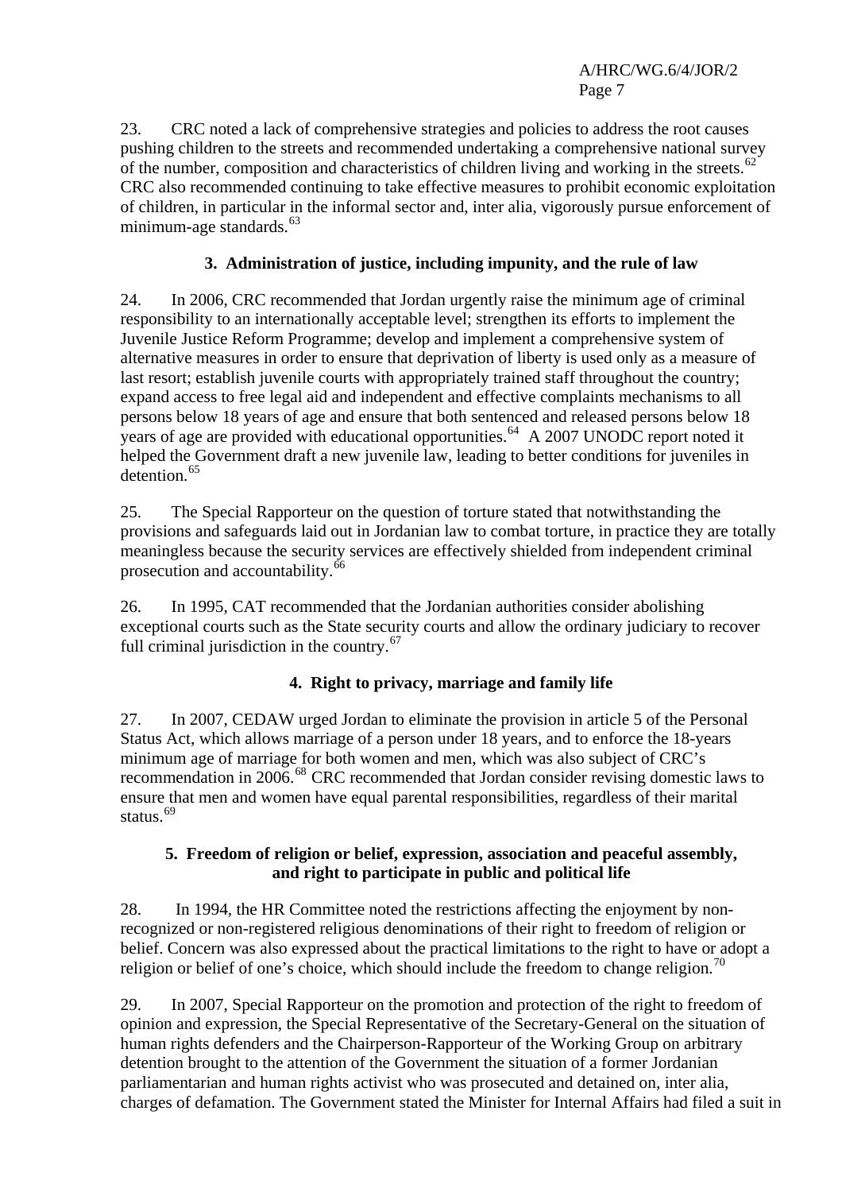23. CRC noted a lack of comprehensive strategies and policies to address the root causes pushing children to the streets and recommended undertaking a comprehensive national survey of the number, composition and characteristics of children living and working in the streets.[62] CRC also recommended continuing to take effective measures to prohibit economic exploitation of children, in particular in the informal sector and, inter alia, vigorously pursue enforcement of minimum-age standards.[63]

### 3. Administration of justice, including impunity, and the rule of law

24. In 2006, CRC recommended that Jordan urgently raise the minimum age of criminal responsibility to an internationally acceptable level; strengthen its efforts to implement the Juvenile Justice Reform Programme; develop and implement a comprehensive system of alternative measures in order to ensure that deprivation of liberty is used only as a measure of last resort; establish juvenile courts with appropriately trained staff throughout the country; expand access to free legal aid and independent and effective complaints mechanisms to all persons below 18 years of age and ensure that both sentenced and released persons below 18 years of age are provided with educational opportunities.[64] A 2007 UNODC report noted it helped the Government draft a new juvenile law, leading to better conditions for juveniles in detention.[65]

25. The Special Rapporteur on the question of torture stated that notwithstanding the provisions and safeguards laid out in Jordanian law to combat torture, in practice they are totally meaningless because the security services are effectively shielded from independent criminal prosecution and accountability.[66]

26. In 1995, CAT recommended that the Jordanian authorities consider abolishing exceptional courts such as the State security courts and allow the ordinary judiciary to recover full criminal jurisdiction in the country.[67]

### 4. Right to privacy, marriage and family life

27. In 2007, CEDAW urged Jordan to eliminate the provision in article 5 of the Personal Status Act, which allows marriage of a person under 18 years, and to enforce the 18-years minimum age of marriage for both women and men, which was also subject of CRC's recommendation in 2006.[68] CRC recommended that Jordan consider revising domestic laws to ensure that men and women have equal parental responsibilities, regardless of their marital status.[69]

### 5. Freedom of religion or belief, expression, association and peaceful assembly, and right to participate in public and political life

28. In 1994, the HR Committee noted the restrictions affecting the enjoyment by non-recognized or non-registered religious denominations of their right to freedom of religion or belief. Concern was also expressed about the practical limitations to the right to have or adopt a religion or belief of one's choice, which should include the freedom to change religion.[70]

29. In 2007, Special Rapporteur on the promotion and protection of the right to freedom of opinion and expression, the Special Representative of the Secretary-General on the situation of human rights defenders and the Chairperson-Rapporteur of the Working Group on arbitrary detention brought to the attention of the Government the situation of a former Jordanian parliamentarian and human rights activist who was prosecuted and detained on, inter alia, charges of defamation. The Government stated the Minister for Internal Affairs had filed a suit in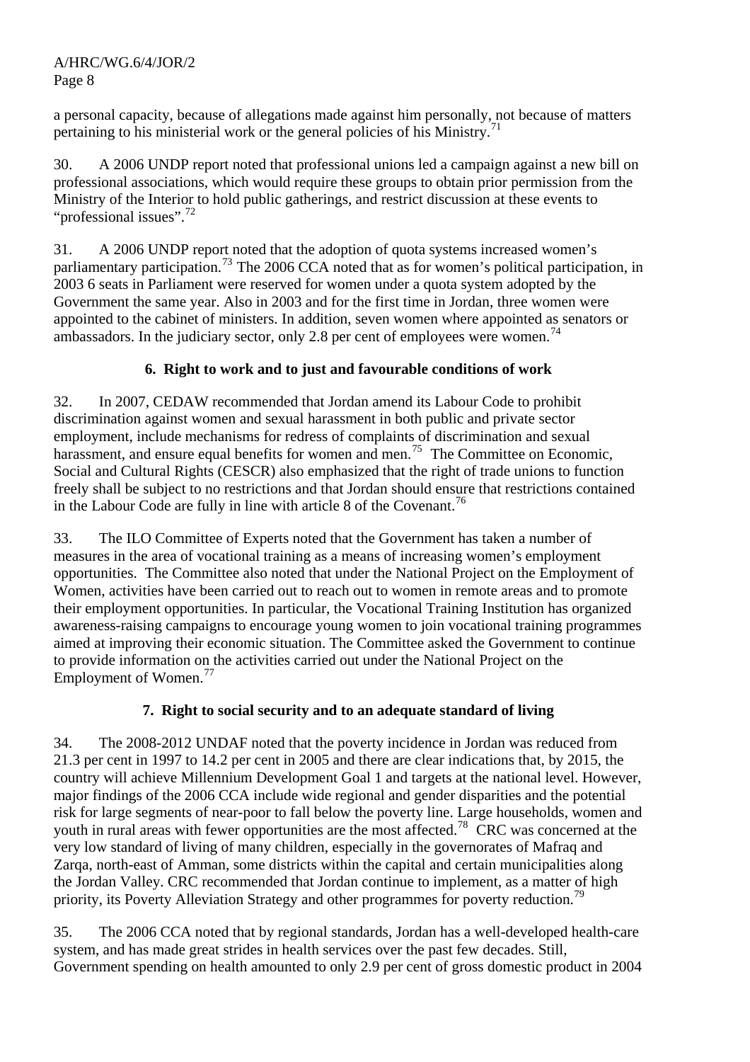a personal capacity, because of allegations made against him personally, not because of matters pertaining to his ministerial work or the general policies of his Ministry.[71]

30. A 2006 UNDP report noted that professional unions led a campaign against a new bill on professional associations, which would require these groups to obtain prior permission from the Ministry of the Interior to hold public gatherings, and restrict discussion at these events to "professional issues".[72]

31. A 2006 UNDP report noted that the adoption of quota systems increased women's parliamentary participation.[73] The 2006 CCA noted that as for women's political participation, in 2003 6 seats in Parliament were reserved for women under a quota system adopted by the Government the same year. Also in 2003 and for the first time in Jordan, three women were appointed to the cabinet of ministers. In addition, seven women where appointed as senators or ambassadors. In the judiciary sector, only 2.8 per cent of employees were women.[74]

### 6. Right to work and to just and favourable conditions of work

32. In 2007, CEDAW recommended that Jordan amend its Labour Code to prohibit discrimination against women and sexual harassment in both public and private sector employment, include mechanisms for redress of complaints of discrimination and sexual harassment, and ensure equal benefits for women and men.[75] The Committee on Economic, Social and Cultural Rights (CESCR) also emphasized that the right of trade unions to function freely shall be subject to no restrictions and that Jordan should ensure that restrictions contained in the Labour Code are fully in line with article 8 of the Covenant.[76]

33. The ILO Committee of Experts noted that the Government has taken a number of measures in the area of vocational training as a means of increasing women's employment opportunities. The Committee also noted that under the National Project on the Employment of Women, activities have been carried out to reach out to women in remote areas and to promote their employment opportunities. In particular, the Vocational Training Institution has organized awareness-raising campaigns to encourage young women to join vocational training programmes aimed at improving their economic situation. The Committee asked the Government to continue to provide information on the activities carried out under the National Project on the Employment of Women.[77]

### 7. Right to social security and to an adequate standard of living

34. The 2008-2012 UNDAF noted that the poverty incidence in Jordan was reduced from 21.3 per cent in 1997 to 14.2 per cent in 2005 and there are clear indications that, by 2015, the country will achieve Millennium Development Goal 1 and targets at the national level. However, major findings of the 2006 CCA include wide regional and gender disparities and the potential risk for large segments of near-poor to fall below the poverty line. Large households, women and youth in rural areas with fewer opportunities are the most affected.[78] CRC was concerned at the very low standard of living of many children, especially in the governorates of Mafraq and Zarqa, north-east of Amman, some districts within the capital and certain municipalities along the Jordan Valley. CRC recommended that Jordan continue to implement, as a matter of high priority, its Poverty Alleviation Strategy and other programmes for poverty reduction.[79]

35. The 2006 CCA noted that by regional standards, Jordan has a well-developed health-care system, and has made great strides in health services over the past few decades. Still, Government spending on health amounted to only 2.9 per cent of gross domestic product in 2004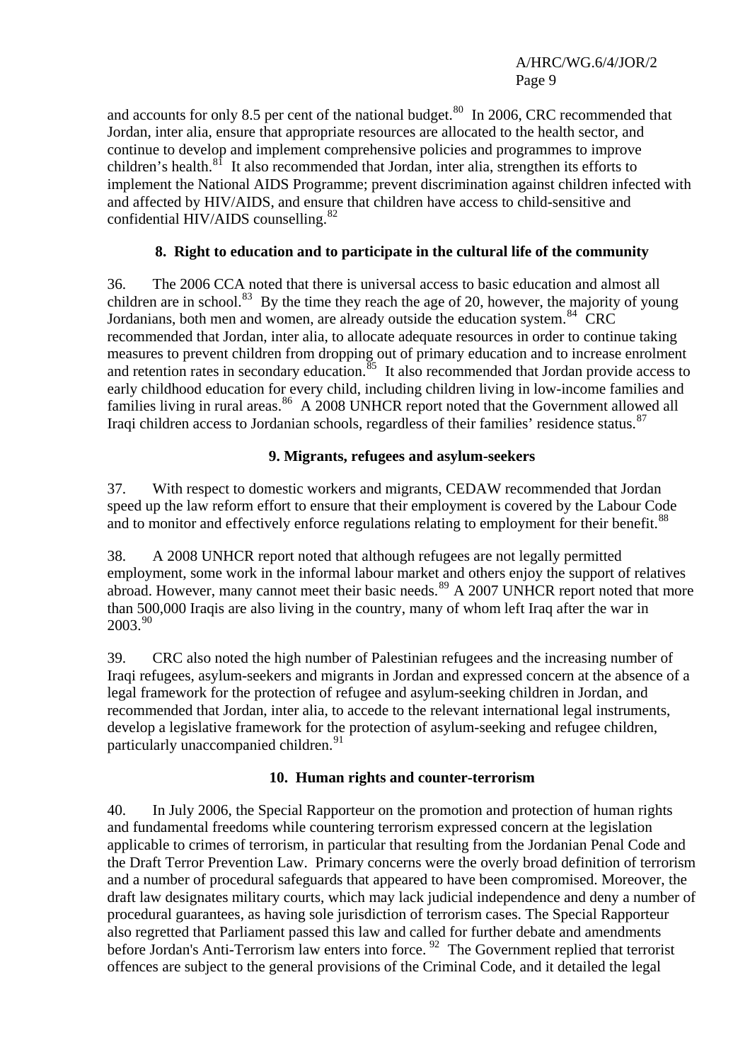and accounts for only 8.5 per cent of the national budget.[80] In 2006, CRC recommended that Jordan, inter alia, ensure that appropriate resources are allocated to the health sector, and continue to develop and implement comprehensive policies and programmes to improve children's health.[81] It also recommended that Jordan, inter alia, strengthen its efforts to implement the National AIDS Programme; prevent discrimination against children infected with and affected by HIV/AIDS, and ensure that children have access to child-sensitive and confidential HIV/AIDS counselling.[82]

### 8. Right to education and to participate in the cultural life of the community

36. The 2006 CCA noted that there is universal access to basic education and almost all children are in school.[83] By the time they reach the age of 20, however, the majority of young Jordanians, both men and women, are already outside the education system.[84] CRC recommended that Jordan, inter alia, to allocate adequate resources in order to continue taking measures to prevent children from dropping out of primary education and to increase enrolment and retention rates in secondary education.[85] It also recommended that Jordan provide access to early childhood education for every child, including children living in low-income families and families living in rural areas.[86] A 2008 UNHCR report noted that the Government allowed all Iraqi children access to Jordanian schools, regardless of their families' residence status.[87]

### 9. Migrants, refugees and asylum-seekers

37. With respect to domestic workers and migrants, CEDAW recommended that Jordan speed up the law reform effort to ensure that their employment is covered by the Labour Code and to monitor and effectively enforce regulations relating to employment for their benefit.[88]

38. A 2008 UNHCR report noted that although refugees are not legally permitted employment, some work in the informal labour market and others enjoy the support of relatives abroad. However, many cannot meet their basic needs.[89] A 2007 UNHCR report noted that more than 500,000 Iraqis are also living in the country, many of whom left Iraq after the war in 2003.[90]

39. CRC also noted the high number of Palestinian refugees and the increasing number of Iraqi refugees, asylum-seekers and migrants in Jordan and expressed concern at the absence of a legal framework for the protection of refugee and asylum-seeking children in Jordan, and recommended that Jordan, inter alia, to accede to the relevant international legal instruments, develop a legislative framework for the protection of asylum-seeking and refugee children, particularly unaccompanied children.[91]

### 10. Human rights and counter-terrorism

40. In July 2006, the Special Rapporteur on the promotion and protection of human rights and fundamental freedoms while countering terrorism expressed concern at the legislation applicable to crimes of terrorism, in particular that resulting from the Jordanian Penal Code and the Draft Terror Prevention Law. Primary concerns were the overly broad definition of terrorism and a number of procedural safeguards that appeared to have been compromised. Moreover, the draft law designates military courts, which may lack judicial independence and deny a number of procedural guarantees, as having sole jurisdiction of terrorism cases. The Special Rapporteur also regretted that Parliament passed this law and called for further debate and amendments before Jordan's Anti-Terrorism law enters into force.[92] The Government replied that terrorist offences are subject to the general provisions of the Criminal Code, and it detailed the legal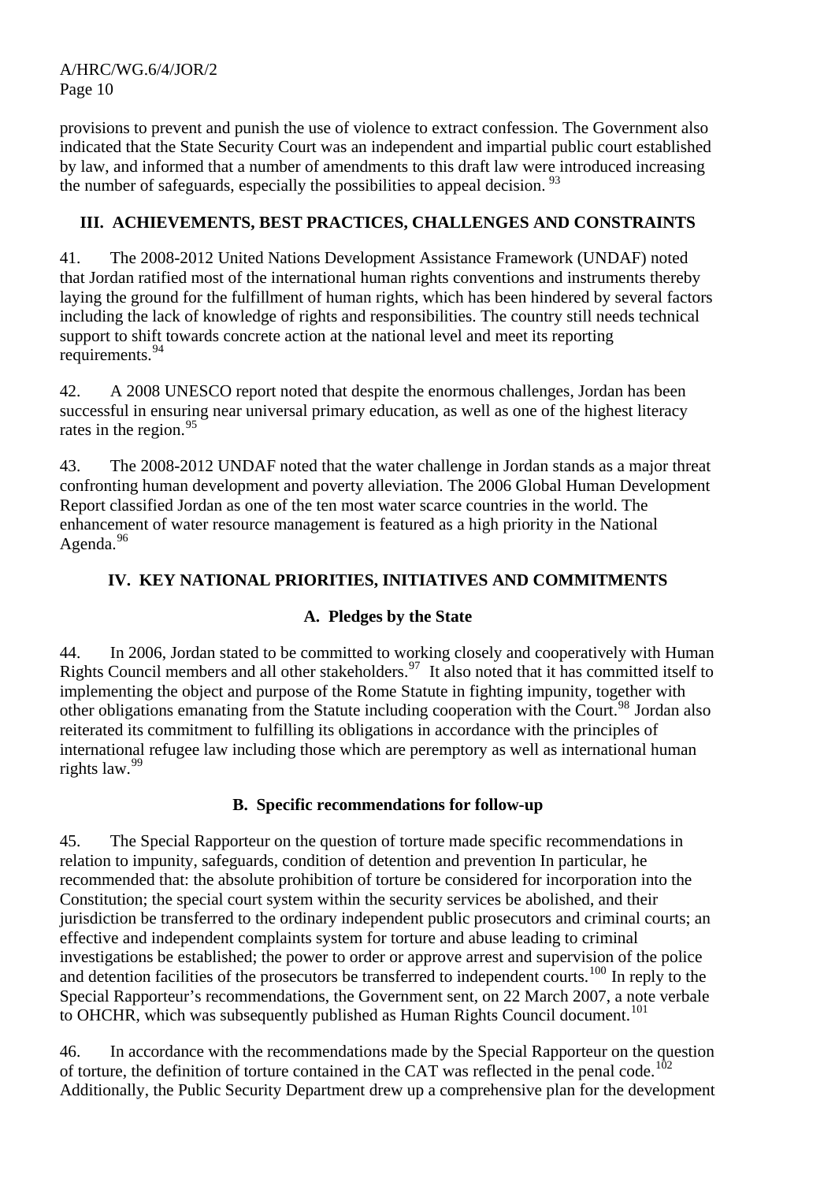provisions to prevent and punish the use of violence to extract confession. The Government also indicated that the State Security Court was an independent and impartial public court established by law, and informed that a number of amendments to this draft law were introduced increasing the number of safeguards, especially the possibilities to appeal decision. [93]

## III. ACHIEVEMENTS, BEST PRACTICES, CHALLENGES AND CONSTRAINTS

41. The 2008-2012 United Nations Development Assistance Framework (UNDAF) noted that Jordan ratified most of the international human rights conventions and instruments thereby laying the ground for the fulfillment of human rights, which has been hindered by several factors including the lack of knowledge of rights and responsibilities. The country still needs technical support to shift towards concrete action at the national level and meet its reporting requirements.[94]

42. A 2008 UNESCO report noted that despite the enormous challenges, Jordan has been successful in ensuring near universal primary education, as well as one of the highest literacy rates in the region.[95]

43. The 2008-2012 UNDAF noted that the water challenge in Jordan stands as a major threat confronting human development and poverty alleviation. The 2006 Global Human Development Report classified Jordan as one of the ten most water scarce countries in the world. The enhancement of water resource management is featured as a high priority in the National Agenda.[96]

## IV. KEY NATIONAL PRIORITIES, INITIATIVES AND COMMITMENTS

### A. Pledges by the State

44. In 2006, Jordan stated to be committed to working closely and cooperatively with Human Rights Council members and all other stakeholders.[97] It also noted that it has committed itself to implementing the object and purpose of the Rome Statute in fighting impunity, together with other obligations emanating from the Statute including cooperation with the Court.[98] Jordan also reiterated its commitment to fulfilling its obligations in accordance with the principles of international refugee law including those which are peremptory as well as international human rights law.[99]

### B. Specific recommendations for follow-up

45. The Special Rapporteur on the question of torture made specific recommendations in relation to impunity, safeguards, condition of detention and prevention In particular, he recommended that: the absolute prohibition of torture be considered for incorporation into the Constitution; the special court system within the security services be abolished, and their jurisdiction be transferred to the ordinary independent public prosecutors and criminal courts; an effective and independent complaints system for torture and abuse leading to criminal investigations be established; the power to order or approve arrest and supervision of the police and detention facilities of the prosecutors be transferred to independent courts.[100] In reply to the Special Rapporteur's recommendations, the Government sent, on 22 March 2007, a note verbale to OHCHR, which was subsequently published as Human Rights Council document.[101]

46. In accordance with the recommendations made by the Special Rapporteur on the question of torture, the definition of torture contained in the CAT was reflected in the penal code.[102] Additionally, the Public Security Department drew up a comprehensive plan for the development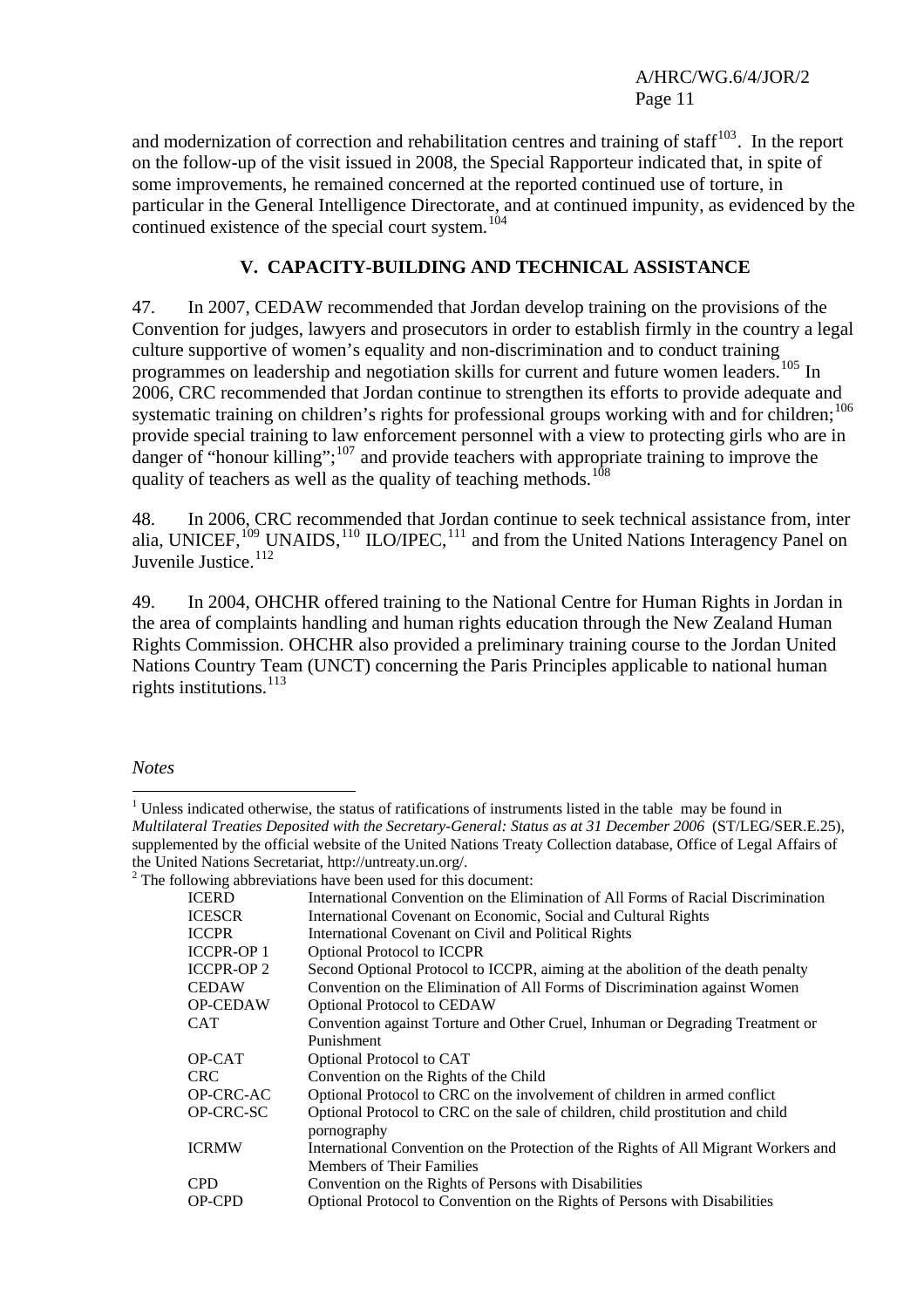and modernization of correction and rehabilitation centres and training of staff[103]. In the report on the follow-up of the visit issued in 2008, the Special Rapporteur indicated that, in spite of some improvements, he remained concerned at the reported continued use of torture, in particular in the General Intelligence Directorate, and at continued impunity, as evidenced by the continued existence of the special court system.[104]

## V. CAPACITY-BUILDING AND TECHNICAL ASSISTANCE

47. In 2007, CEDAW recommended that Jordan develop training on the provisions of the Convention for judges, lawyers and prosecutors in order to establish firmly in the country a legal culture supportive of women's equality and non-discrimination and to conduct training programmes on leadership and negotiation skills for current and future women leaders.[105] In 2006, CRC recommended that Jordan continue to strengthen its efforts to provide adequate and systematic training on children's rights for professional groups working with and for children;[106] provide special training to law enforcement personnel with a view to protecting girls who are in danger of "honour killing";[107] and provide teachers with appropriate training to improve the quality of teachers as well as the quality of teaching methods.[108]

48. In 2006, CRC recommended that Jordan continue to seek technical assistance from, inter alia, UNICEF,[109] UNAIDS,[110] ILO/IPEC,[111] and from the United Nations Interagency Panel on Juvenile Justice.[112]

49. In 2004, OHCHR offered training to the National Centre for Human Rights in Jordan in the area of complaints handling and human rights education through the New Zealand Human Rights Commission. OHCHR also provided a preliminary training course to the Jordan United Nations Country Team (UNCT) concerning the Paris Principles applicable to national human rights institutions.[113]

*Notes*

[1] Unless indicated otherwise, the status of ratifications of instruments listed in the table may be found in *Multilateral Treaties Deposited with the Secretary-General: Status as at 31 December 2006* (ST/LEG/SER.E.25), supplemented by the official website of the United Nations Treaty Collection database, Office of Legal Affairs of the United Nations Secretariat, http://untreaty.un.org/.

[2] The following abbreviations have been used for this document:

| | |
|---|---|
| ICERD | International Convention on the Elimination of All Forms of Racial Discrimination |
| ICESCR | International Covenant on Economic, Social and Cultural Rights |
| ICCPR | International Covenant on Civil and Political Rights |
| ICCPR-OP 1 | Optional Protocol to ICCPR |
| ICCPR-OP 2 | Second Optional Protocol to ICCPR, aiming at the abolition of the death penalty |
| CEDAW | Convention on the Elimination of All Forms of Discrimination against Women |
| OP-CEDAW | Optional Protocol to CEDAW |
| CAT | Convention against Torture and Other Cruel, Inhuman or Degrading Treatment or Punishment |
| OP-CAT | Optional Protocol to CAT |
| CRC | Convention on the Rights of the Child |
| OP-CRC-AC | Optional Protocol to CRC on the involvement of children in armed conflict |
| OP-CRC-SC | Optional Protocol to CRC on the sale of children, child prostitution and child pornography |
| ICRMW | International Convention on the Protection of the Rights of All Migrant Workers and Members of Their Families |
| CPD | Convention on the Rights of Persons with Disabilities |
| OP-CPD | Optional Protocol to Convention on the Rights of Persons with Disabilities |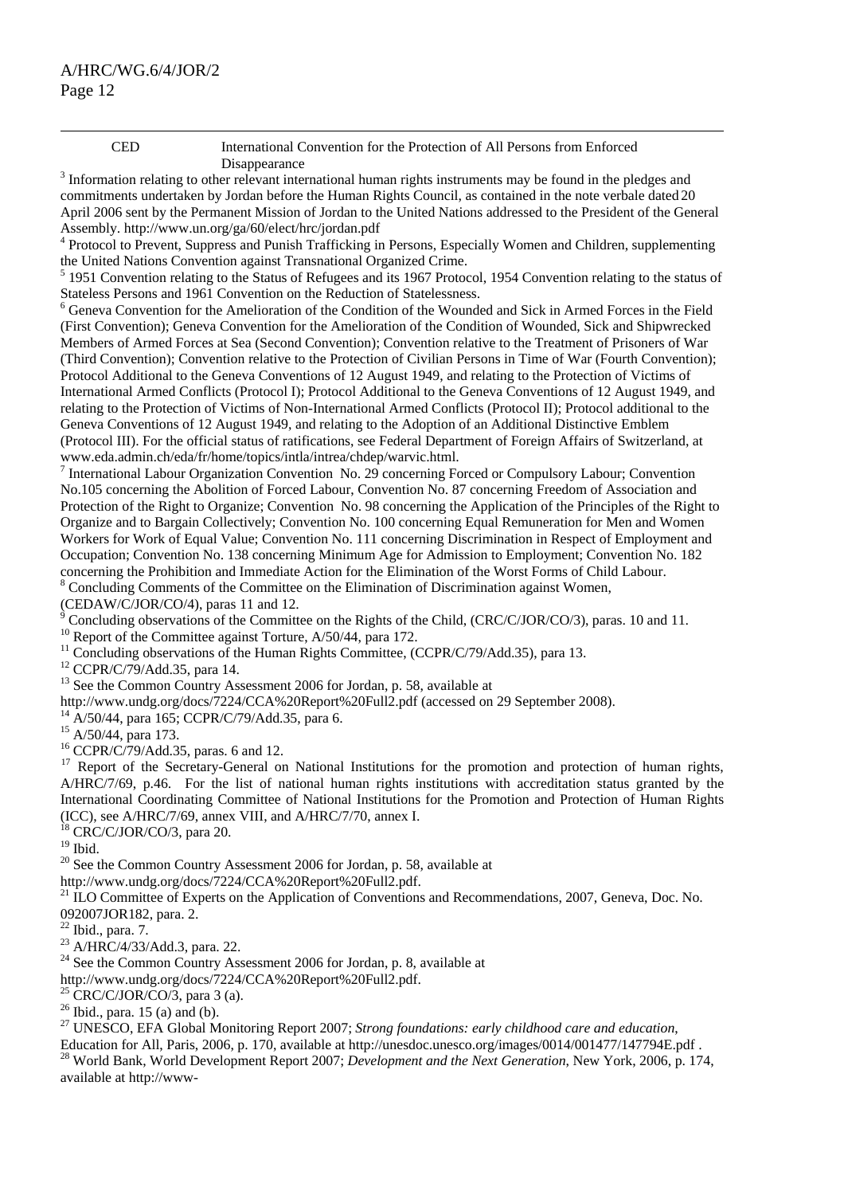CED International Convention for the Protection of All Persons from Enforced Disappearance

[3] Information relating to other relevant international human rights instruments may be found in the pledges and commitments undertaken by Jordan before the Human Rights Council, as contained in the note verbale dated 20 April 2006 sent by the Permanent Mission of Jordan to the United Nations addressed to the President of the General Assembly. http://www.un.org/ga/60/elect/hrc/jordan.pdf

[4] Protocol to Prevent, Suppress and Punish Trafficking in Persons, Especially Women and Children, supplementing the United Nations Convention against Transnational Organized Crime.

[5] 1951 Convention relating to the Status of Refugees and its 1967 Protocol, 1954 Convention relating to the status of Stateless Persons and 1961 Convention on the Reduction of Statelessness.

[6] Geneva Convention for the Amelioration of the Condition of the Wounded and Sick in Armed Forces in the Field (First Convention); Geneva Convention for the Amelioration of the Condition of Wounded, Sick and Shipwrecked Members of Armed Forces at Sea (Second Convention); Convention relative to the Treatment of Prisoners of War (Third Convention); Convention relative to the Protection of Civilian Persons in Time of War (Fourth Convention); Protocol Additional to the Geneva Conventions of 12 August 1949, and relating to the Protection of Victims of International Armed Conflicts (Protocol I); Protocol Additional to the Geneva Conventions of 12 August 1949, and relating to the Protection of Victims of Non-International Armed Conflicts (Protocol II); Protocol additional to the Geneva Conventions of 12 August 1949, and relating to the Adoption of an Additional Distinctive Emblem (Protocol III). For the official status of ratifications, see Federal Department of Foreign Affairs of Switzerland, at www.eda.admin.ch/eda/fr/home/topics/intla/intrea/chdep/warvic.html.

[7] International Labour Organization Convention No. 29 concerning Forced or Compulsory Labour; Convention No.105 concerning the Abolition of Forced Labour, Convention No. 87 concerning Freedom of Association and Protection of the Right to Organize; Convention No. 98 concerning the Application of the Principles of the Right to Organize and to Bargain Collectively; Convention No. 100 concerning Equal Remuneration for Men and Women Workers for Work of Equal Value; Convention No. 111 concerning Discrimination in Respect of Employment and Occupation; Convention No. 138 concerning Minimum Age for Admission to Employment; Convention No. 182 concerning the Prohibition and Immediate Action for the Elimination of the Worst Forms of Child Labour.

[8] Concluding Comments of the Committee on the Elimination of Discrimination against Women, (CEDAW/C/JOR/CO/4), paras 11 and 12.

[9] Concluding observations of the Committee on the Rights of the Child, (CRC/C/JOR/CO/3), paras. 10 and 11.

[10] Report of the Committee against Torture, A/50/44, para 172.

[11] Concluding observations of the Human Rights Committee, (CCPR/C/79/Add.35), para 13.

[12] CCPR/C/79/Add.35, para 14.

[13] See the Common Country Assessment 2006 for Jordan, p. 58, available at http://www.undg.org/docs/7224/CCA%20Report%20Full2.pdf (accessed on 29 September 2008).

[14] A/50/44, para 165; CCPR/C/79/Add.35, para 6.

[15] A/50/44, para 173.

[16] CCPR/C/79/Add.35, paras. 6 and 12.

[17] Report of the Secretary-General on National Institutions for the promotion and protection of human rights, A/HRC/7/69, p.46. For the list of national human rights institutions with accreditation status granted by the International Coordinating Committee of National Institutions for the Promotion and Protection of Human Rights (ICC), see A/HRC/7/69, annex VIII, and A/HRC/7/70, annex I.

[18] CRC/C/JOR/CO/3, para 20.

[19] Ibid.

[20] See the Common Country Assessment 2006 for Jordan, p. 58, available at http://www.undg.org/docs/7224/CCA%20Report%20Full2.pdf.

[21] ILO Committee of Experts on the Application of Conventions and Recommendations, 2007, Geneva, Doc. No. 092007JOR182, para. 2.

[22] Ibid., para. 7.

[23] A/HRC/4/33/Add.3, para. 22.

[24] See the Common Country Assessment 2006 for Jordan, p. 8, available at http://www.undg.org/docs/7224/CCA%20Report%20Full2.pdf.

[25] CRC/C/JOR/CO/3, para 3 (a).

[26] Ibid., para. 15 (a) and (b).

[27] UNESCO, EFA Global Monitoring Report 2007; *Strong foundations: early childhood care and education*, Education for All, Paris, 2006, p. 170, available at http://unesdoc.unesco.org/images/0014/001477/147794E.pdf .

[28] World Bank, World Development Report 2007; *Development and the Next Generation*, New York, 2006, p. 174, available at http://www-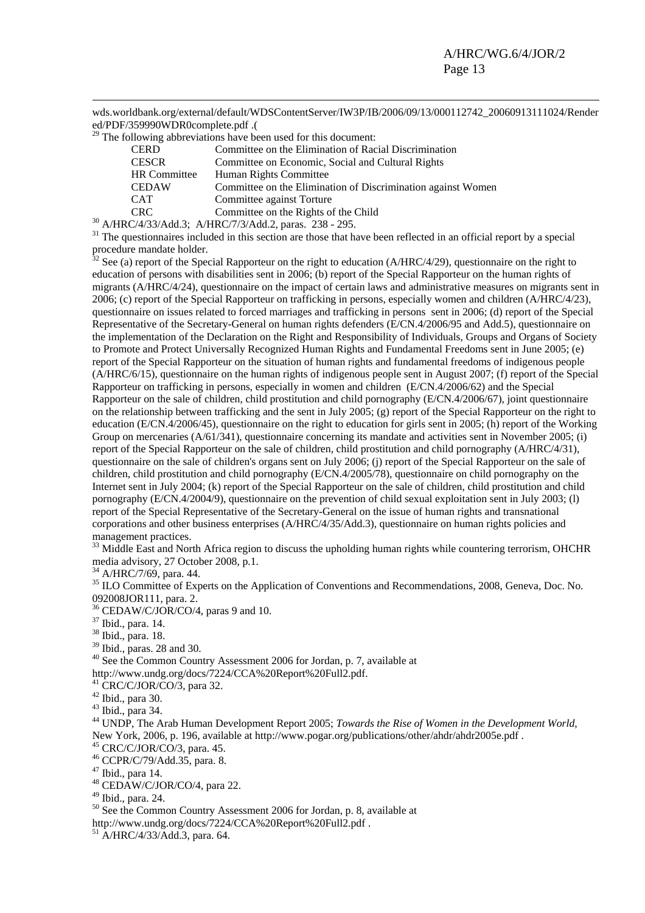wds.worldbank.org/external/default/WDSContentServer/IW3P/IB/2006/09/13/000112742_20060913111024/Rendered/PDF/359990WDR0complete.pdf .(

[29] The following abbreviations have been used for this document:

| | |
|---|---|
| CERD | Committee on the Elimination of Racial Discrimination |
| CESCR | Committee on Economic, Social and Cultural Rights |
| HR Committee | Human Rights Committee |
| CEDAW | Committee on the Elimination of Discrimination against Women |
| CAT | Committee against Torture |
| CRC | Committee on the Rights of the Child |

[30] A/HRC/4/33/Add.3; A/HRC/7/3/Add.2, paras. 238 - 295.

[31] The questionnaires included in this section are those that have been reflected in an official report by a special procedure mandate holder.

[32] See (a) report of the Special Rapporteur on the right to education (A/HRC/4/29), questionnaire on the right to education of persons with disabilities sent in 2006; (b) report of the Special Rapporteur on the human rights of migrants (A/HRC/4/24), questionnaire on the impact of certain laws and administrative measures on migrants sent in 2006; (c) report of the Special Rapporteur on trafficking in persons, especially women and children (A/HRC/4/23), questionnaire on issues related to forced marriages and trafficking in persons sent in 2006; (d) report of the Special Representative of the Secretary-General on human rights defenders (E/CN.4/2006/95 and Add.5), questionnaire on the implementation of the Declaration on the Right and Responsibility of Individuals, Groups and Organs of Society to Promote and Protect Universally Recognized Human Rights and Fundamental Freedoms sent in June 2005; (e) report of the Special Rapporteur on the situation of human rights and fundamental freedoms of indigenous people (A/HRC/6/15), questionnaire on the human rights of indigenous people sent in August 2007; (f) report of the Special Rapporteur on trafficking in persons, especially in women and children (E/CN.4/2006/62) and the Special Rapporteur on the sale of children, child prostitution and child pornography (E/CN.4/2006/67), joint questionnaire on the relationship between trafficking and the sent in July 2005; (g) report of the Special Rapporteur on the right to education (E/CN.4/2006/45), questionnaire on the right to education for girls sent in 2005; (h) report of the Working Group on mercenaries (A/61/341), questionnaire concerning its mandate and activities sent in November 2005; (i) report of the Special Rapporteur on the sale of children, child prostitution and child pornography (A/HRC/4/31), questionnaire on the sale of children's organs sent on July 2006; (j) report of the Special Rapporteur on the sale of children, child prostitution and child pornography (E/CN.4/2005/78), questionnaire on child pornography on the Internet sent in July 2004; (k) report of the Special Rapporteur on the sale of children, child prostitution and child pornography (E/CN.4/2004/9), questionnaire on the prevention of child sexual exploitation sent in July 2003; (l) report of the Special Representative of the Secretary-General on the issue of human rights and transnational corporations and other business enterprises (A/HRC/4/35/Add.3), questionnaire on human rights policies and management practices.

[33] Middle East and North Africa region to discuss the upholding human rights while countering terrorism, OHCHR media advisory, 27 October 2008, p.1.

[34] A/HRC/7/69, para. 44.

[35] ILO Committee of Experts on the Application of Conventions and Recommendations, 2008, Geneva, Doc. No. 092008JOR111, para. 2.

[36] CEDAW/C/JOR/CO/4, paras 9 and 10.

[37] Ibid., para. 14.

[38] Ibid., para. 18.

[39] Ibid., paras. 28 and 30.

[40] See the Common Country Assessment 2006 for Jordan, p. 7, available at http://www.undg.org/docs/7224/CCA%20Report%20Full2.pdf.

[41] CRC/C/JOR/CO/3, para 32.

[42] Ibid., para 30.

[43] Ibid., para 34.

[44] UNDP, The Arab Human Development Report 2005; *Towards the Rise of Women in the Development World*, New York, 2006, p. 196, available at http://www.pogar.org/publications/other/ahdr/ahdr2005e.pdf .

[45] CRC/C/JOR/CO/3, para. 45.

[46] CCPR/C/79/Add.35, para. 8.

[47] Ibid., para 14.

[48] CEDAW/C/JOR/CO/4, para 22.

[49] Ibid., para. 24.

[50] See the Common Country Assessment 2006 for Jordan, p. 8, available at http://www.undg.org/docs/7224/CCA%20Report%20Full2.pdf .

[51] A/HRC/4/33/Add.3, para. 64.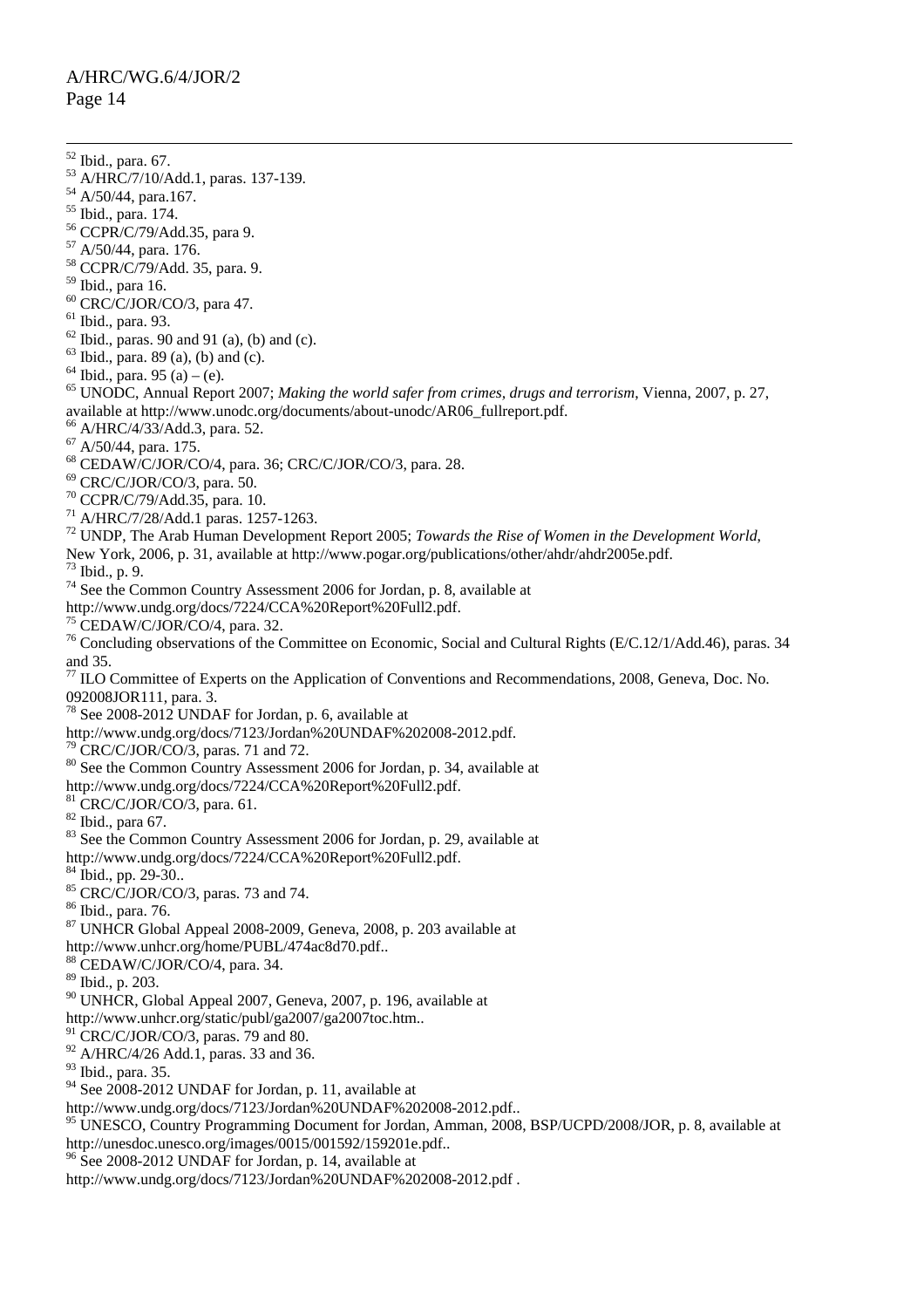[52] Ibid., para. 67.
[53] A/HRC/7/10/Add.1, paras. 137-139.
[54] A/50/44, para.167.
[55] Ibid., para. 174.
[56] CCPR/C/79/Add.35, para 9.
[57] A/50/44, para. 176.
[58] CCPR/C/79/Add. 35, para. 9.
[59] Ibid., para 16.
[60] CRC/C/JOR/CO/3, para 47.
[61] Ibid., para. 93.
[62] Ibid., paras. 90 and 91 (a), (b) and (c).
[63] Ibid., para. 89 (a), (b) and (c).
[64] Ibid., para. 95 (a) – (e).
[65] UNODC, Annual Report 2007; *Making the world safer from crimes, drugs and terrorism*, Vienna, 2007, p. 27, available at http://www.unodc.org/documents/about-unodc/AR06_fullreport.pdf.
[66] A/HRC/4/33/Add.3, para. 52.
[67] A/50/44, para. 175.
[68] CEDAW/C/JOR/CO/4, para. 36; CRC/C/JOR/CO/3, para. 28.
[69] CRC/C/JOR/CO/3, para. 50.
[70] CCPR/C/79/Add.35, para. 10.
[71] A/HRC/7/28/Add.1 paras. 1257-1263.
[72] UNDP, The Arab Human Development Report 2005; *Towards the Rise of Women in the Development World*, New York, 2006, p. 31, available at http://www.pogar.org/publications/other/ahdr/ahdr2005e.pdf.
[73] Ibid., p. 9.
[74] See the Common Country Assessment 2006 for Jordan, p. 8, available at http://www.undg.org/docs/7224/CCA%20Report%20Full2.pdf.
[75] CEDAW/C/JOR/CO/4, para. 32.
[76] Concluding observations of the Committee on Economic, Social and Cultural Rights (E/C.12/1/Add.46), paras. 34 and 35.
[77] ILO Committee of Experts on the Application of Conventions and Recommendations, 2008, Geneva, Doc. No. 092008JOR111, para. 3.
[78] See 2008-2012 UNDAF for Jordan, p. 6, available at http://www.undg.org/docs/7123/Jordan%20UNDAF%202008-2012.pdf.
[79] CRC/C/JOR/CO/3, paras. 71 and 72.
[80] See the Common Country Assessment 2006 for Jordan, p. 34, available at http://www.undg.org/docs/7224/CCA%20Report%20Full2.pdf.
[81] CRC/C/JOR/CO/3, para. 61.
[82] Ibid., para 67.
[83] See the Common Country Assessment 2006 for Jordan, p. 29, available at http://www.undg.org/docs/7224/CCA%20Report%20Full2.pdf.
[84] Ibid., pp. 29-30..
[85] CRC/C/JOR/CO/3, paras. 73 and 74.
[86] Ibid., para. 76.
[87] UNHCR Global Appeal 2008-2009, Geneva, 2008, p. 203 available at http://www.unhcr.org/home/PUBL/474ac8d70.pdf..
[88] CEDAW/C/JOR/CO/4, para. 34.
[89] Ibid., p. 203.
[90] UNHCR, Global Appeal 2007, Geneva, 2007, p. 196, available at http://www.unhcr.org/static/publ/ga2007/ga2007toc.htm..
[91] CRC/C/JOR/CO/3, paras. 79 and 80.
[92] A/HRC/4/26 Add.1, paras. 33 and 36.
[93] Ibid., para. 35.
[94] See 2008-2012 UNDAF for Jordan, p. 11, available at http://www.undg.org/docs/7123/Jordan%20UNDAF%202008-2012.pdf..
[95] UNESCO, Country Programming Document for Jordan, Amman, 2008, BSP/UCPD/2008/JOR, p. 8, available at http://unesdoc.unesco.org/images/0015/001592/159201e.pdf..
[96] See 2008-2012 UNDAF for Jordan, p. 14, available at http://www.undg.org/docs/7123/Jordan%20UNDAF%202008-2012.pdf .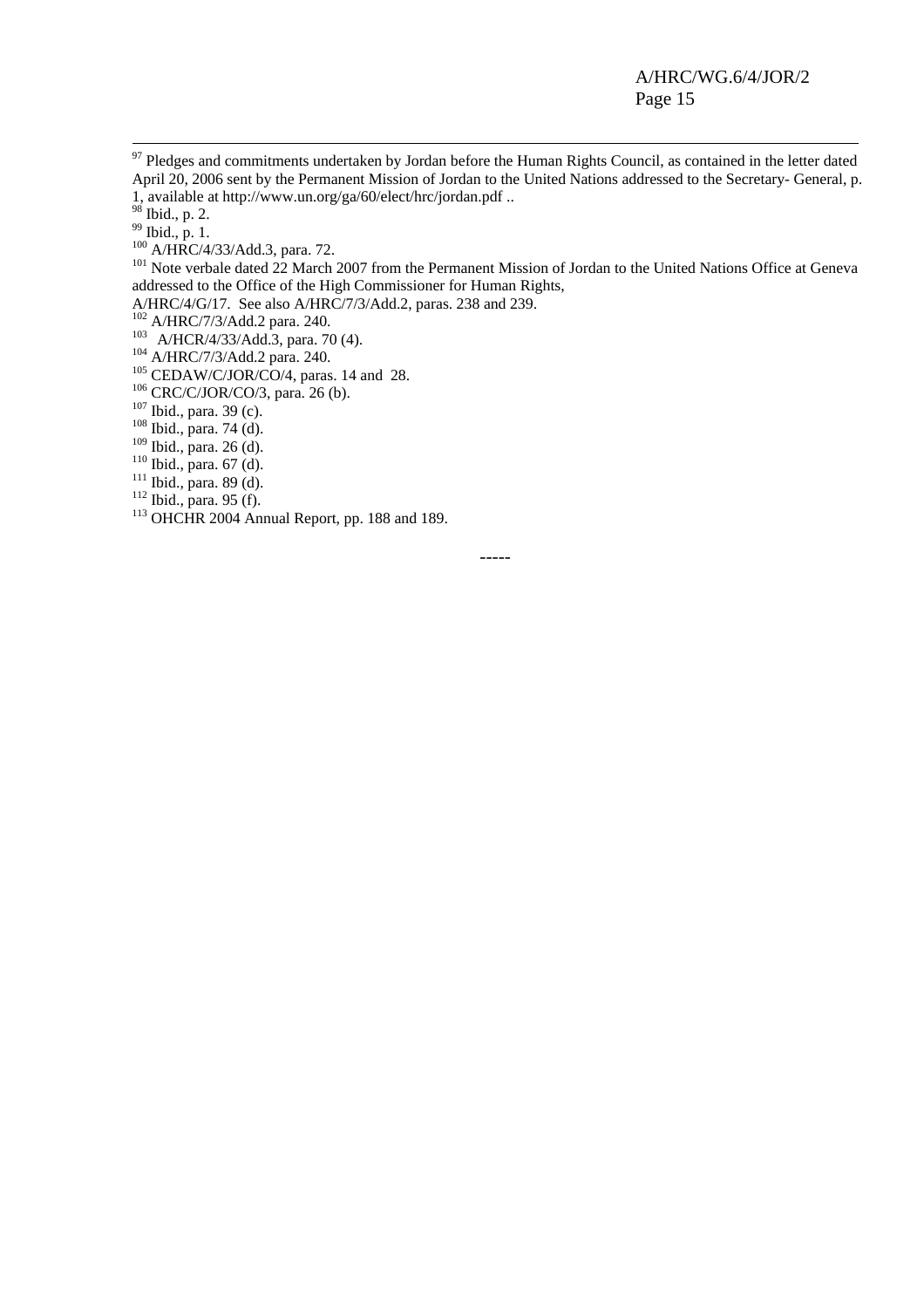[97] Pledges and commitments undertaken by Jordan before the Human Rights Council, as contained in the letter dated April 20, 2006 sent by the Permanent Mission of Jordan to the United Nations addressed to the Secretary- General, p. 1, available at http://www.un.org/ga/60/elect/hrc/jordan.pdf ..

[98] Ibid., p. 2.

[99] Ibid., p. 1.

[100] A/HRC/4/33/Add.3, para. 72.

[101] Note verbale dated 22 March 2007 from the Permanent Mission of Jordan to the United Nations Office at Geneva addressed to the Office of the High Commissioner for Human Rights, A/HRC/4/G/17. See also A/HRC/7/3/Add.2, paras. 238 and 239.

[102] A/HRC/7/3/Add.2 para. 240.

[103] A/HCR/4/33/Add.3, para. 70 (4).

[104] A/HRC/7/3/Add.2 para. 240.

[105] CEDAW/C/JOR/CO/4, paras. 14 and 28.

[106] CRC/C/JOR/CO/3, para. 26 (b).

[107] Ibid., para. 39 (c).

[108] Ibid., para. 74 (d).

[109] Ibid., para. 26 (d).

[110] Ibid., para. 67 (d).

[111] Ibid., para. 89 (d).

[112] Ibid., para. 95 (f).

[113] OHCHR 2004 Annual Report, pp. 188 and 189.

-----